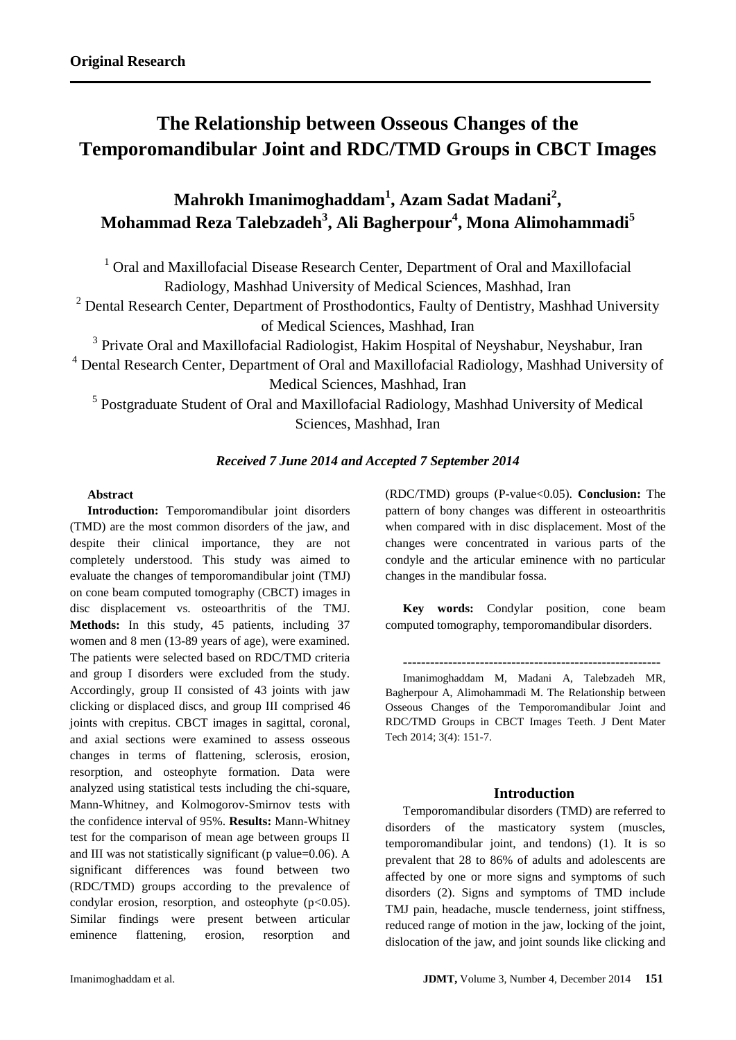**Original Research**

# The Relationship between Osseous Changes of the Temporomandibular Joint and RDC/TMD Groups in CBCT Images

**Mahrokh Imanimoghaddam[1], Azam Sadat Madani[2], Mohammad Reza Talebzadeh[3], Ali Bagherpour[4], Mona Alimohammadi[5]**

[1] Oral and Maxillofacial Disease Research Center, Department of Oral and Maxillofacial Radiology, Mashhad University of Medical Sciences, Mashhad, Iran

[2] Dental Research Center, Department of Prosthodontics, Faulty of Dentistry, Mashhad University of Medical Sciences, Mashhad, Iran

[3] Private Oral and Maxillofacial Radiologist, Hakim Hospital of Neyshabur, Neyshabur, Iran

[4] Dental Research Center, Department of Oral and Maxillofacial Radiology, Mashhad University of Medical Sciences, Mashhad, Iran

[5] Postgraduate Student of Oral and Maxillofacial Radiology, Mashhad University of Medical Sciences, Mashhad, Iran

***Received 7 June 2014 and Accepted 7 September 2014***

**Abstract**

**Introduction:** Temporomandibular joint disorders (TMD) are the most common disorders of the jaw, and despite their clinical importance, they are not completely understood. This study was aimed to evaluate the changes of temporomandibular joint (TMJ) on cone beam computed tomography (CBCT) images in disc displacement vs. osteoarthritis of the TMJ. **Methods:** In this study, 45 patients, including 37 women and 8 men (13-89 years of age), were examined. The patients were selected based on RDC/TMD criteria and group I disorders were excluded from the study. Accordingly, group II consisted of 43 joints with jaw clicking or displaced discs, and group III comprised 46 joints with crepitus. CBCT images in sagittal, coronal, and axial sections were examined to assess osseous changes in terms of flattening, sclerosis, erosion, resorption, and osteophyte formation. Data were analyzed using statistical tests including the chi-square, Mann-Whitney, and Kolmogorov-Smirnov tests with the confidence interval of 95%. **Results:** Mann-Whitney test for the comparison of mean age between groups II and III was not statistically significant (p value=0.06). A significant differences was found between two (RDC/TMD) groups according to the prevalence of condylar erosion, resorption, and osteophyte ($p<0.05$). Similar findings were present between articular eminence flattening, erosion, resorption and (RDC/TMD) groups (P-value<0.05). **Conclusion:** The pattern of bony changes was different in osteoarthritis when compared with in disc displacement. Most of the changes were concentrated in various parts of the condyle and the articular eminence with no particular changes in the mandibular fossa.

**Key words:** Condylar position, cone beam computed tomography, temporomandibular disorders.

---

Imanimoghaddam M, Madani A, Talebzadeh MR, Bagherpour A, Alimohammadi M. The Relationship between Osseous Changes of the Temporomandibular Joint and RDC/TMD Groups in CBCT Images Teeth. J Dent Mater Tech 2014; 3(4): 151-7.

## Introduction

Temporomandibular disorders (TMD) are referred to disorders of the masticatory system (muscles, temporomandibular joint, and tendons) (1). It is so prevalent that 28 to 86% of adults and adolescents are affected by one or more signs and symptoms of such disorders (2). Signs and symptoms of TMD include TMJ pain, headache, muscle tenderness, joint stiffness, reduced range of motion in the jaw, locking of the joint, dislocation of the jaw, and joint sounds like clicking and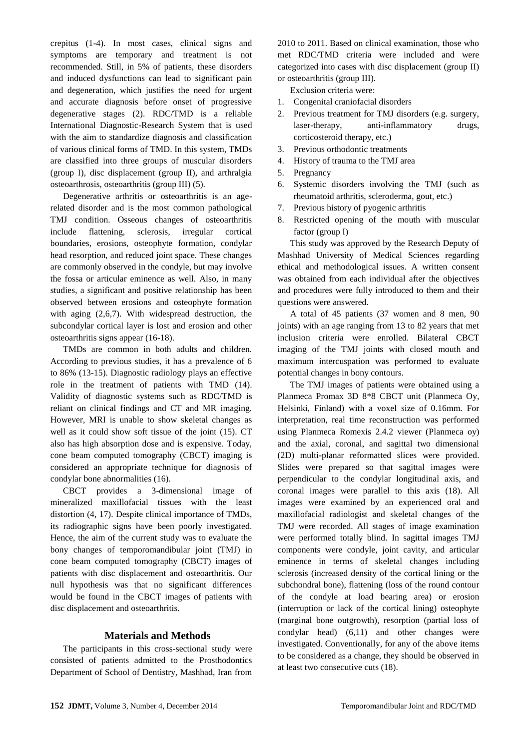crepitus (1-4). In most cases, clinical signs and symptoms are temporary and treatment is not recommended. Still, in 5% of patients, these disorders and induced dysfunctions can lead to significant pain and degeneration, which justifies the need for urgent and accurate diagnosis before onset of progressive degenerative stages (2). RDC/TMD is a reliable International Diagnostic-Research System that is used with the aim to standardize diagnosis and classification of various clinical forms of TMD. In this system, TMDs are classified into three groups of muscular disorders (group I), disc displacement (group II), and arthralgia osteoarthrosis, osteoarthritis (group III) (5).

Degenerative arthritis or osteoarthritis is an age-related disorder and is the most common pathological TMJ condition. Osseous changes of osteoarthritis include flattening, sclerosis, irregular cortical boundaries, erosions, osteophyte formation, condylar head resorption, and reduced joint space. These changes are commonly observed in the condyle, but may involve the fossa or articular eminence as well. Also, in many studies, a significant and positive relationship has been observed between erosions and osteophyte formation with aging (2,6,7). With widespread destruction, the subcondylar cortical layer is lost and erosion and other osteoarthritis signs appear (16-18).

TMDs are common in both adults and children. According to previous studies, it has a prevalence of 6 to 86% (13-15). Diagnostic radiology plays an effective role in the treatment of patients with TMD (14). Validity of diagnostic systems such as RDC/TMD is reliant on clinical findings and CT and MR imaging. However, MRI is unable to show skeletal changes as well as it could show soft tissue of the joint (15). CT also has high absorption dose and is expensive. Today, cone beam computed tomography (CBCT) imaging is considered an appropriate technique for diagnosis of condylar bone abnormalities (16).

CBCT provides a 3-dimensional image of mineralized maxillofacial tissues with the least distortion (4, 17). Despite clinical importance of TMDs, its radiographic signs have been poorly investigated. Hence, the aim of the current study was to evaluate the bony changes of temporomandibular joint (TMJ) in cone beam computed tomography (CBCT) images of patients with disc displacement and osteoarthritis. Our null hypothesis was that no significant differences would be found in the CBCT images of patients with disc displacement and osteoarthritis.

## Materials and Methods

The participants in this cross-sectional study were consisted of patients admitted to the Prosthodontics Department of School of Dentistry, Mashhad, Iran from 2010 to 2011. Based on clinical examination, those who met RDC/TMD criteria were included and were categorized into cases with disc displacement (group II) or osteoarthritis (group III).

Exclusion criteria were:

1. Congenital craniofacial disorders
2. Previous treatment for TMJ disorders (e.g. surgery, laser-therapy, anti-inflammatory drugs, corticosteroid therapy, etc.)
3. Previous orthodontic treatments
4. History of trauma to the TMJ area
5. Pregnancy
6. Systemic disorders involving the TMJ (such as rheumatoid arthritis, scleroderma, gout, etc.)
7. Previous history of pyogenic arthritis
8. Restricted opening of the mouth with muscular factor (group I)

This study was approved by the Research Deputy of Mashhad University of Medical Sciences regarding ethical and methodological issues. A written consent was obtained from each individual after the objectives and procedures were fully introduced to them and their questions were answered.

A total of 45 patients (37 women and 8 men, 90 joints) with an age ranging from 13 to 82 years that met inclusion criteria were enrolled. Bilateral CBCT imaging of the TMJ joints with closed mouth and maximum intercuspation was performed to evaluate potential changes in bony contours.

The TMJ images of patients were obtained using a Planmeca Promax 3D 8*8 CBCT unit (Planmeca Oy, Helsinki, Finland) with a voxel size of 0.16mm. For interpretation, real time reconstruction was performed using Planmeca Romexis 2.4.2 viewer (Planmeca oy) and the axial, coronal, and sagittal two dimensional (2D) multi-planar reformatted slices were provided. Slides were prepared so that sagittal images were perpendicular to the condylar longitudinal axis, and coronal images were parallel to this axis (18). All images were examined by an experienced oral and maxillofacial radiologist and skeletal changes of the TMJ were recorded. All stages of image examination were performed totally blind. In sagittal images TMJ components were condyle, joint cavity, and articular eminence in terms of skeletal changes including sclerosis (increased density of the cortical lining or the subchondral bone), flattening (loss of the round contour of the condyle at load bearing area) or erosion (interruption or lack of the cortical lining) osteophyte (marginal bone outgrowth), resorption (partial loss of condylar head) (6,11) and other changes were investigated. Conventionally, for any of the above items to be considered as a change, they should be observed in at least two consecutive cuts (18).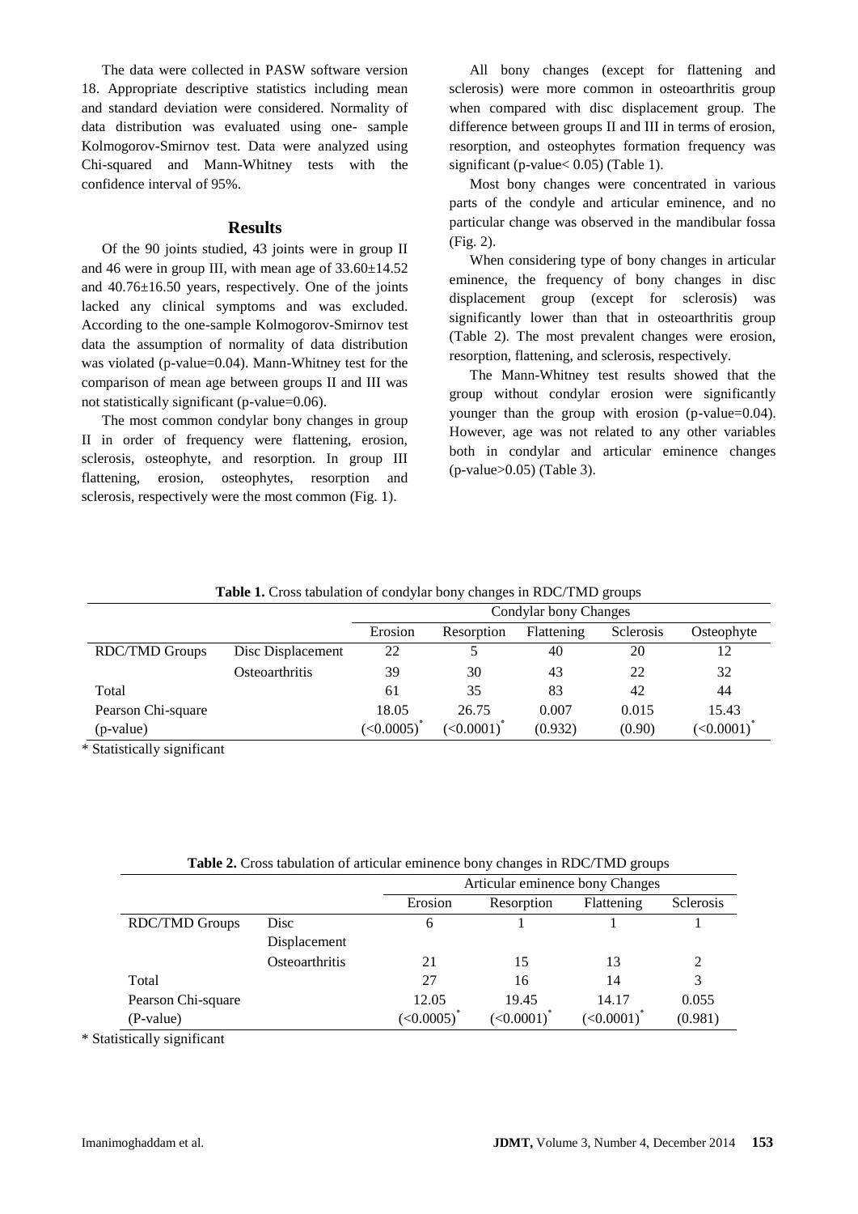The data were collected in PASW software version 18. Appropriate descriptive statistics including mean and standard deviation were considered. Normality of data distribution was evaluated using one- sample Kolmogorov-Smirnov test. Data were analyzed using Chi-squared and Mann-Whitney tests with the confidence interval of 95%.

## Results

Of the 90 joints studied, 43 joints were in group II and 46 were in group III, with mean age of 33.60±14.52 and 40.76±16.50 years, respectively. One of the joints lacked any clinical symptoms and was excluded. According to the one-sample Kolmogorov-Smirnov test data the assumption of normality of data distribution was violated (p-value=0.04). Mann-Whitney test for the comparison of mean age between groups II and III was not statistically significant (p-value=0.06).

The most common condylar bony changes in group II in order of frequency were flattening, erosion, sclerosis, osteophyte, and resorption. In group III flattening, erosion, osteophytes, resorption and sclerosis, respectively were the most common (Fig. 1).

All bony changes (except for flattening and sclerosis) were more common in osteoarthritis group when compared with disc displacement group. The difference between groups II and III in terms of erosion, resorption, and osteophytes formation frequency was significant (p-value< 0.05) (Table 1).

Most bony changes were concentrated in various parts of the condyle and articular eminence, and no particular change was observed in the mandibular fossa (Fig. 2).

When considering type of bony changes in articular eminence, the frequency of bony changes in disc displacement group (except for sclerosis) was significantly lower than that in osteoarthritis group (Table 2). The most prevalent changes were erosion, resorption, flattening, and sclerosis, respectively.

The Mann-Whitney test results showed that the group without condylar erosion were significantly younger than the group with erosion (p-value=0.04). However, age was not related to any other variables both in condylar and articular eminence changes (p-value>0.05) (Table 3).

**Table 1.** Cross tabulation of condylar bony changes in RDC/TMD groups

| | | Condylar bony Changes | | | | |
|---|---|---|---|---|---|---|
| | | Erosion | Resorption | Flattening | Sclerosis | Osteophyte |
| RDC/TMD Groups | Disc Displacement | 22 | 5 | 40 | 20 | 12 |
| | Osteoarthritis | 39 | 30 | 43 | 22 | 32 |
| Total | | 61 | 35 | 83 | 42 | 44 |
| Pearson Chi-square (p-value) | | 18.05 (<0.0005)* | 26.75 (<0.0001)* | 0.007 (0.932) | 0.015 (0.90) | 15.43 (<0.0001)* |

\* Statistically significant

**Table 2.** Cross tabulation of articular eminence bony changes in RDC/TMD groups

| | | Articular eminence bony Changes | | | |
|---|---|---|---|---|---|
| | | Erosion | Resorption | Flattening | Sclerosis |
| RDC/TMD Groups | Disc Displacement | 6 | 1 | 1 | 1 |
| | Osteoarthritis | 21 | 15 | 13 | 2 |
| Total | | 27 | 16 | 14 | 3 |
| Pearson Chi-square (P-value) | | 12.05 (<0.0005)* | 19.45 (<0.0001)* | 14.17 (<0.0001)* | 0.055 (0.981) |

\* Statistically significant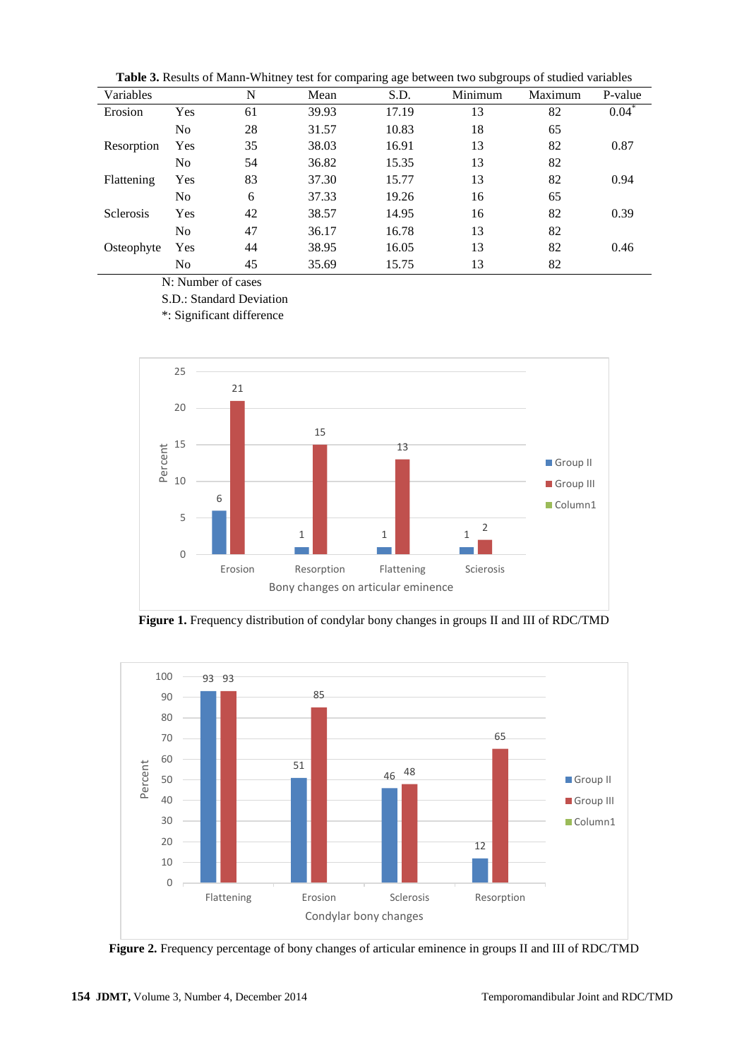**Table 3.** Results of Mann-Whitney test for comparing age between two subgroups of studied variables

| Variables | | N | Mean | S.D. | Minimum | Maximum | P-value |
|---|---|---|---|---|---|---|---|
| Erosion | Yes | 61 | 39.93 | 17.19 | 13 | 82 | 0.04* |
| | No | 28 | 31.57 | 10.83 | 18 | 65 | |
| Resorption | Yes | 35 | 38.03 | 16.91 | 13 | 82 | 0.87 |
| | No | 54 | 36.82 | 15.35 | 13 | 82 | |
| Flattening | Yes | 83 | 37.30 | 15.77 | 13 | 82 | 0.94 |
| | No | 6 | 37.33 | 19.26 | 16 | 65 | |
| Sclerosis | Yes | 42 | 38.57 | 14.95 | 16 | 82 | 0.39 |
| | No | 47 | 36.17 | 16.78 | 13 | 82 | |
| Osteophyte | Yes | 44 | 38.95 | 16.05 | 13 | 82 | 0.46 |
| | No | 45 | 35.69 | 15.75 | 13 | 82 | |

N: Number of cases

S.D.: Standard Deviation

*: Significant difference

**Figure 1.** Frequency distribution of condylar bony changes in groups II and III of RDC/TMD

**Figure 2.** Frequency percentage of bony changes of articular eminence in groups II and III of RDC/TMD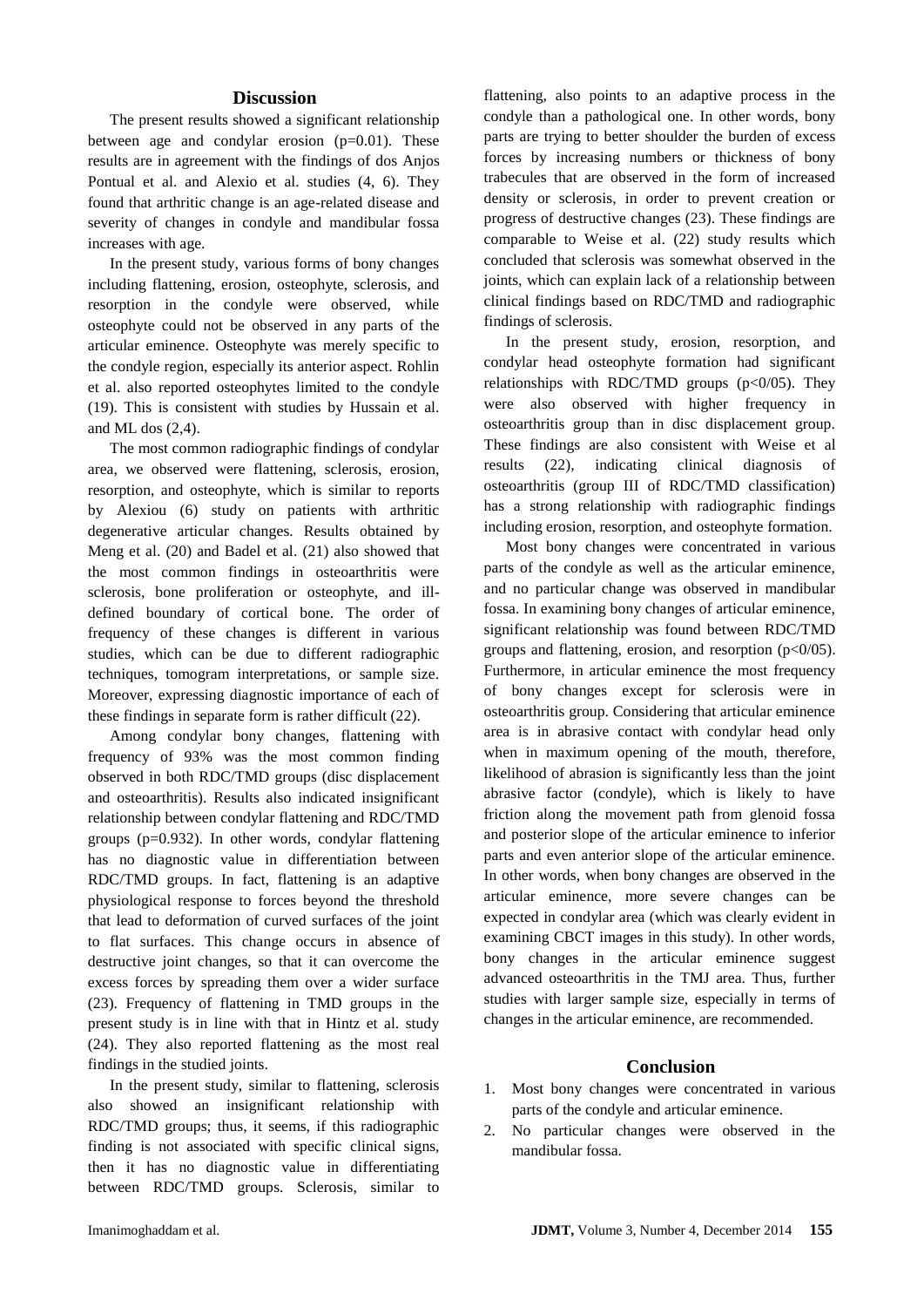## Discussion

The present results showed a significant relationship between age and condylar erosion (p=0.01). These results are in agreement with the findings of dos Anjos Pontual et al. and Alexio et al. studies (4, 6). They found that arthritic change is an age-related disease and severity of changes in condyle and mandibular fossa increases with age.

In the present study, various forms of bony changes including flattening, erosion, osteophyte, sclerosis, and resorption in the condyle were observed, while osteophyte could not be observed in any parts of the articular eminence. Osteophyte was merely specific to the condyle region, especially its anterior aspect. Rohlin et al. also reported osteophytes limited to the condyle (19). This is consistent with studies by Hussain et al. and ML dos (2,4).

The most common radiographic findings of condylar area, we observed were flattening, sclerosis, erosion, resorption, and osteophyte, which is similar to reports by Alexiou (6) study on patients with arthritic degenerative articular changes. Results obtained by Meng et al. (20) and Badel et al. (21) also showed that the most common findings in osteoarthritis were sclerosis, bone proliferation or osteophyte, and ill-defined boundary of cortical bone. The order of frequency of these changes is different in various studies, which can be due to different radiographic techniques, tomogram interpretations, or sample size. Moreover, expressing diagnostic importance of each of these findings in separate form is rather difficult (22).

Among condylar bony changes, flattening with frequency of 93% was the most common finding observed in both RDC/TMD groups (disc displacement and osteoarthritis). Results also indicated insignificant relationship between condylar flattening and RDC/TMD groups (p=0.932). In other words, condylar flattening has no diagnostic value in differentiation between RDC/TMD groups. In fact, flattening is an adaptive physiological response to forces beyond the threshold that lead to deformation of curved surfaces of the joint to flat surfaces. This change occurs in absence of destructive joint changes, so that it can overcome the excess forces by spreading them over a wider surface (23). Frequency of flattening in TMD groups in the present study is in line with that in Hintz et al. study (24). They also reported flattening as the most real findings in the studied joints.

In the present study, similar to flattening, sclerosis also showed an insignificant relationship with RDC/TMD groups; thus, it seems, if this radiographic finding is not associated with specific clinical signs, then it has no diagnostic value in differentiating between RDC/TMD groups. Sclerosis, similar to flattening, also points to an adaptive process in the condyle than a pathological one. In other words, bony parts are trying to better shoulder the burden of excess forces by increasing numbers or thickness of bony trabecules that are observed in the form of increased density or sclerosis, in order to prevent creation or progress of destructive changes (23). These findings are comparable to Weise et al. (22) study results which concluded that sclerosis was somewhat observed in the joints, which can explain lack of a relationship between clinical findings based on RDC/TMD and radiographic findings of sclerosis.

In the present study, erosion, resorption, and condylar head osteophyte formation had significant relationships with RDC/TMD groups (p<0/05). They were also observed with higher frequency in osteoarthritis group than in disc displacement group. These findings are also consistent with Weise et al results (22), indicating clinical diagnosis of osteoarthritis (group III of RDC/TMD classification) has a strong relationship with radiographic findings including erosion, resorption, and osteophyte formation.

Most bony changes were concentrated in various parts of the condyle as well as the articular eminence, and no particular change was observed in mandibular fossa. In examining bony changes of articular eminence, significant relationship was found between RDC/TMD groups and flattening, erosion, and resorption (p<0/05). Furthermore, in articular eminence the most frequency of bony changes except for sclerosis were in osteoarthritis group. Considering that articular eminence area is in abrasive contact with condylar head only when in maximum opening of the mouth, therefore, likelihood of abrasion is significantly less than the joint abrasive factor (condyle), which is likely to have friction along the movement path from glenoid fossa and posterior slope of the articular eminence to inferior parts and even anterior slope of the articular eminence. In other words, when bony changes are observed in the articular eminence, more severe changes can be expected in condylar area (which was clearly evident in examining CBCT images in this study). In other words, bony changes in the articular eminence suggest advanced osteoarthritis in the TMJ area. Thus, further studies with larger sample size, especially in terms of changes in the articular eminence, are recommended.

## Conclusion

1. Most bony changes were concentrated in various parts of the condyle and articular eminence.
2. No particular changes were observed in the mandibular fossa.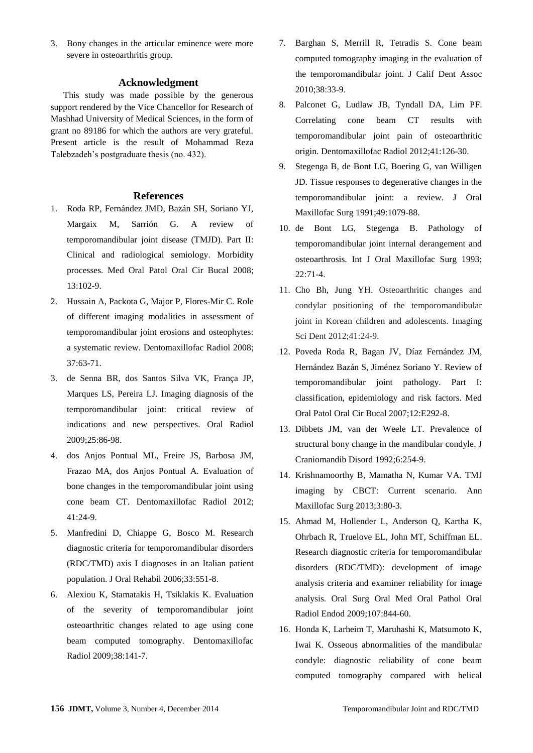3. Bony changes in the articular eminence were more severe in osteoarthritis group.

## Acknowledgment

This study was made possible by the generous support rendered by the Vice Chancellor for Research of Mashhad University of Medical Sciences, in the form of grant no 89186 for which the authors are very grateful. Present article is the result of Mohammad Reza Talebzadeh's postgraduate thesis (no. 432).

## References

1. Roda RP, Fernández JMD, Bazán SH, Soriano YJ, Margaix M, Sarrión G. A review of temporomandibular joint disease (TMJD). Part II: Clinical and radiological semiology. Morbidity processes. Med Oral Patol Oral Cir Bucal 2008; 13:102-9.
2. Hussain A, Packota G, Major P, Flores-Mir C. Role of different imaging modalities in assessment of temporomandibular joint erosions and osteophytes: a systematic review. Dentomaxillofac Radiol 2008; 37:63-71.
3. de Senna BR, dos Santos Silva VK, França JP, Marques LS, Pereira LJ. Imaging diagnosis of the temporomandibular joint: critical review of indications and new perspectives. Oral Radiol 2009;25:86-98.
4. dos Anjos Pontual ML, Freire JS, Barbosa JM, Frazao MA, dos Anjos Pontual A. Evaluation of bone changes in the temporomandibular joint using cone beam CT. Dentomaxillofac Radiol 2012; 41:24-9.
5. Manfredini D, Chiappe G, Bosco M. Research diagnostic criteria for temporomandibular disorders (RDC/TMD) axis I diagnoses in an Italian patient population. J Oral Rehabil 2006;33:551-8.
6. Alexiou K, Stamatakis H, Tsiklakis K. Evaluation of the severity of temporomandibular joint osteoarthritic changes related to age using cone beam computed tomography. Dentomaxillofac Radiol 2009;38:141-7.
7. Barghan S, Merrill R, Tetradis S. Cone beam computed tomography imaging in the evaluation of the temporomandibular joint. J Calif Dent Assoc 2010;38:33-9.
8. Palconet G, Ludlaw JB, Tyndall DA, Lim PF. Correlating cone beam CT results with temporomandibular joint pain of osteoarthritic origin. Dentomaxillofac Radiol 2012;41:126-30.
9. Stegenga B, de Bont LG, Boering G, van Willigen JD. Tissue responses to degenerative changes in the temporomandibular joint: a review. J Oral Maxillofac Surg 1991;49:1079-88.
10. de Bont LG, Stegenga B. Pathology of temporomandibular joint internal derangement and osteoarthrosis. Int J Oral Maxillofac Surg 1993; 22:71-4.
11. Cho Bh, Jung YH. Osteoarthritic changes and condylar positioning of the temporomandibular joint in Korean children and adolescents. Imaging Sci Dent 2012;41:24-9.
12. Poveda Roda R, Bagan JV, Díaz Fernández JM, Hernández Bazán S, Jiménez Soriano Y. Review of temporomandibular joint pathology. Part I: classification, epidemiology and risk factors. Med Oral Patol Oral Cir Bucal 2007;12:E292-8.
13. Dibbets JM, van der Weele LT. Prevalence of structural bony change in the mandibular condyle. J Craniomandib Disord 1992;6:254-9.
14. Krishnamoorthy B, Mamatha N, Kumar VA. TMJ imaging by CBCT: Current scenario. Ann Maxillofac Surg 2013;3:80-3.
15. Ahmad M, Hollender L, Anderson Q, Kartha K, Ohrbach R, Truelove EL, John MT, Schiffman EL. Research diagnostic criteria for temporomandibular disorders (RDC/TMD): development of image analysis criteria and examiner reliability for image analysis. Oral Surg Oral Med Oral Pathol Oral Radiol Endod 2009;107:844-60.
16. Honda K, Larheim T, Maruhashi K, Matsumoto K, Iwai K. Osseous abnormalities of the mandibular condyle: diagnostic reliability of cone beam computed tomography compared with helical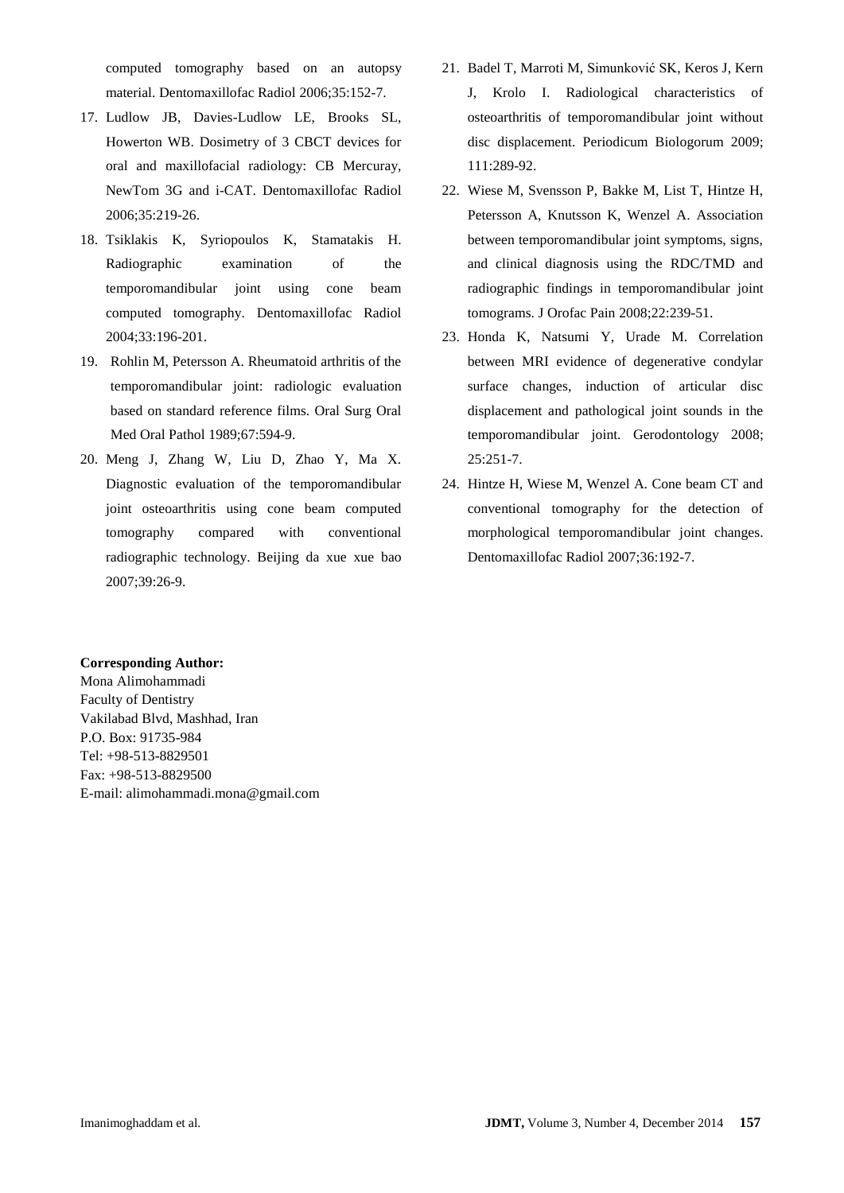computed tomography based on an autopsy material. Dentomaxillofac Radiol 2006;35:152-7.

17. Ludlow JB, Davies-Ludlow LE, Brooks SL, Howerton WB. Dosimetry of 3 CBCT devices for oral and maxillofacial radiology: CB Mercuray, NewTom 3G and i-CAT. Dentomaxillofac Radiol 2006;35:219-26.
18. Tsiklakis K, Syriopoulos K, Stamatakis H. Radiographic examination of the temporomandibular joint using cone beam computed tomography. Dentomaxillofac Radiol 2004;33:196-201.
19. Rohlin M, Petersson A. Rheumatoid arthritis of the temporomandibular joint: radiologic evaluation based on standard reference films. Oral Surg Oral Med Oral Pathol 1989;67:594-9.
20. Meng J, Zhang W, Liu D, Zhao Y, Ma X. Diagnostic evaluation of the temporomandibular joint osteoarthritis using cone beam computed tomography compared with conventional radiographic technology. Beijing da xue xue bao 2007;39:26-9.
21. Badel T, Marroti M, Simunković SK, Keros J, Kern J, Krolo I. Radiological characteristics of osteoarthritis of temporomandibular joint without disc displacement. Periodicum Biologorum 2009; 111:289-92.
22. Wiese M, Svensson P, Bakke M, List T, Hintze H, Petersson A, Knutsson K, Wenzel A. Association between temporomandibular joint symptoms, signs, and clinical diagnosis using the RDC/TMD and radiographic findings in temporomandibular joint tomograms. J Orofac Pain 2008;22:239-51.
23. Honda K, Natsumi Y, Urade M. Correlation between MRI evidence of degenerative condylar surface changes, induction of articular disc displacement and pathological joint sounds in the temporomandibular joint. Gerodontology 2008; 25:251-7.
24. Hintze H, Wiese M, Wenzel A. Cone beam CT and conventional tomography for the detection of morphological temporomandibular joint changes. Dentomaxillofac Radiol 2007;36:192-7.

**Corresponding Author:**
Mona Alimohammadi
Faculty of Dentistry
Vakilabad Blvd, Mashhad, Iran
P.O. Box: 91735-984
Tel: +98-513-8829501
Fax: +98-513-8829500
E-mail: alimohammadi.mona@gmail.com